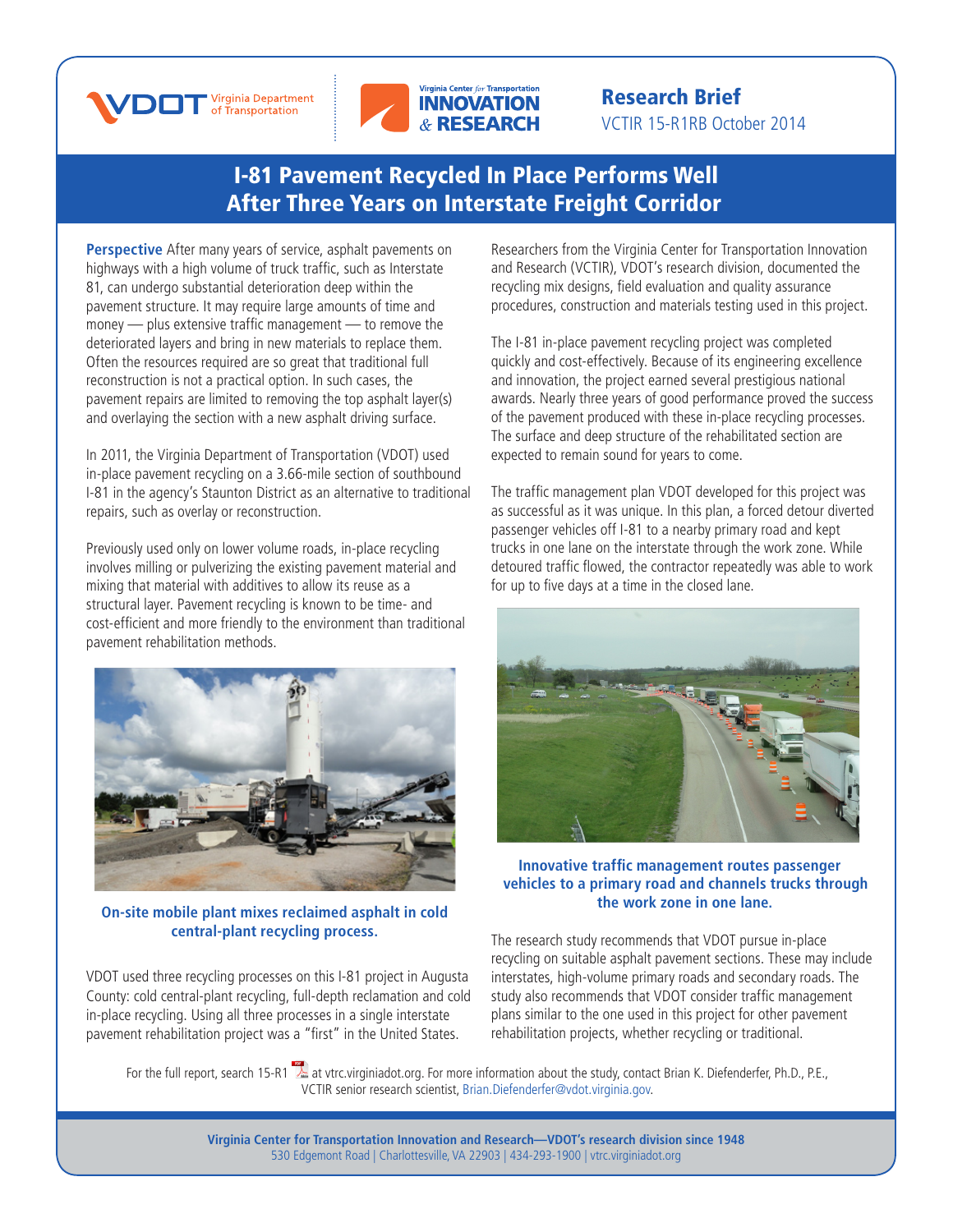Virginia Department of Transportation | Virginia Center for Transportation Innovation & Research

**Research Brief**
VCTIR 15-R1RB October 2014

# I-81 Pavement Recycled In Place Performs Well After Three Years on Interstate Freight Corridor

**Perspective** After many years of service, asphalt pavements on highways with a high volume of truck traffic, such as Interstate 81, can undergo substantial deterioration deep within the pavement structure. It may require large amounts of time and money — plus extensive traffic management — to remove the deteriorated layers and bring in new materials to replace them. Often the resources required are so great that traditional full reconstruction is not a practical option. In such cases, the pavement repairs are limited to removing the top asphalt layer(s) and overlaying the section with a new asphalt driving surface.

In 2011, the Virginia Department of Transportation (VDOT) used in-place pavement recycling on a 3.66-mile section of southbound I-81 in the agency's Staunton District as an alternative to traditional repairs, such as overlay or reconstruction.

Previously used only on lower volume roads, in-place recycling involves milling or pulverizing the existing pavement material and mixing that material with additives to allow its reuse as a structural layer. Pavement recycling is known to be time- and cost-efficient and more friendly to the environment than traditional pavement rehabilitation methods.

**On-site mobile plant mixes reclaimed asphalt in cold central-plant recycling process.**

VDOT used three recycling processes on this I-81 project in Augusta County: cold central-plant recycling, full-depth reclamation and cold in-place recycling. Using all three processes in a single interstate pavement rehabilitation project was a "first" in the United States.

Researchers from the Virginia Center for Transportation Innovation and Research (VCTIR), VDOT's research division, documented the recycling mix designs, field evaluation and quality assurance procedures, construction and materials testing used in this project.

The I-81 in-place pavement recycling project was completed quickly and cost-effectively. Because of its engineering excellence and innovation, the project earned several prestigious national awards. Nearly three years of good performance proved the success of the pavement produced with these in-place recycling processes. The surface and deep structure of the rehabilitated section are expected to remain sound for years to come.

The traffic management plan VDOT developed for this project was as successful as it was unique. In this plan, a forced detour diverted passenger vehicles off I-81 to a nearby primary road and kept trucks in one lane on the interstate through the work zone. While detoured traffic flowed, the contractor repeatedly was able to work for up to five days at a time in the closed lane.

**Innovative traffic management routes passenger vehicles to a primary road and channels trucks through the work zone in one lane.**

The research study recommends that VDOT pursue in-place recycling on suitable asphalt pavement sections. These may include interstates, high-volume primary roads and secondary roads. The study also recommends that VDOT consider traffic management plans similar to the one used in this project for other pavement rehabilitation projects, whether recycling or traditional.

For the full report, search 15-R1 at vtrc.virginiadot.org. For more information about the study, contact Brian K. Diefenderfer, Ph.D., P.E., VCTIR senior research scientist, Brian.Diefenderfer@vdot.virginia.gov.

**Virginia Center for Transportation Innovation and Research—VDOT's research division since 1948**
530 Edgemont Road | Charlottesville, VA 22903 | 434-293-1900 | vtrc.virginiadot.org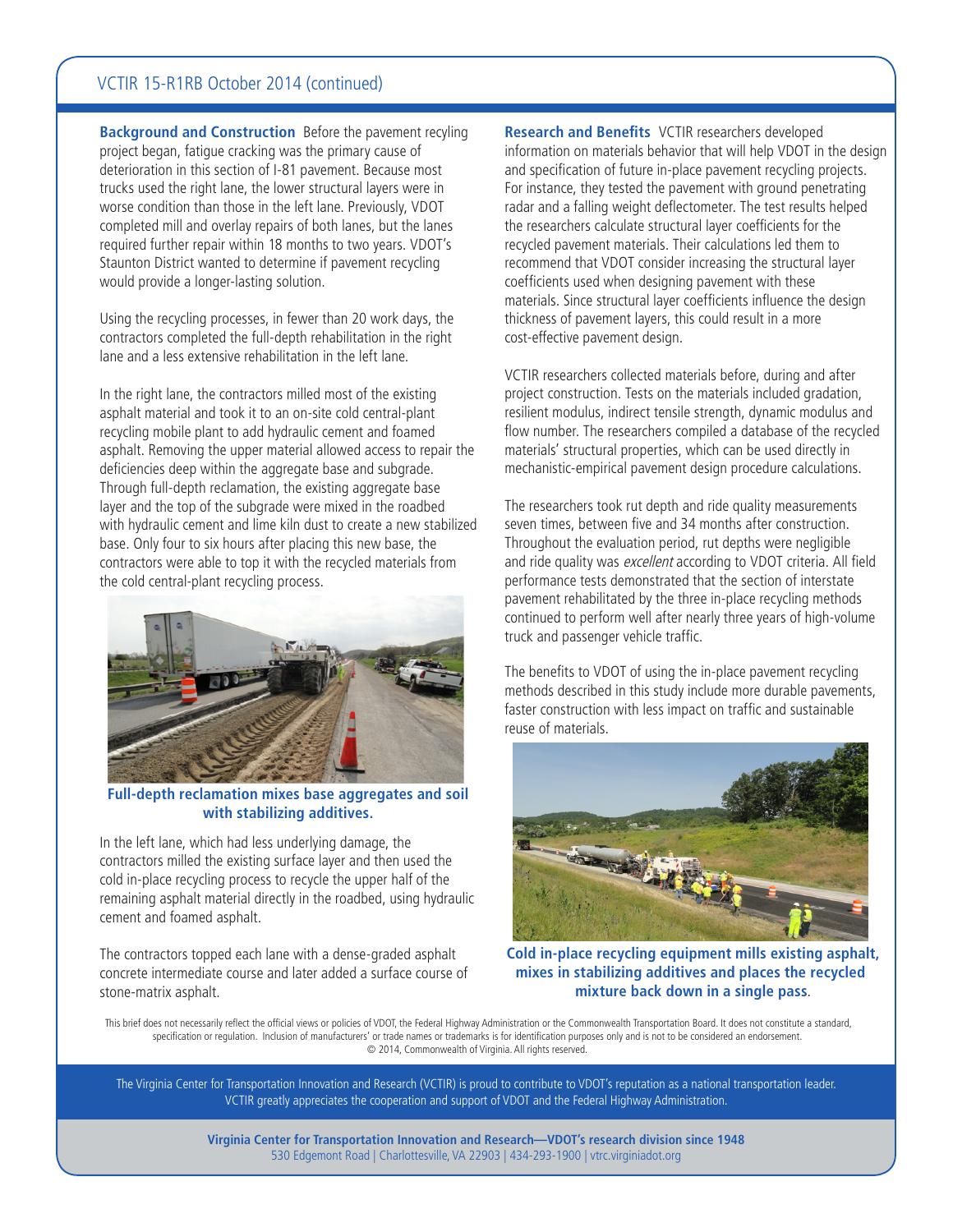**Background and Construction** Before the pavement recyling project began, fatigue cracking was the primary cause of deterioration in this section of I-81 pavement. Because most trucks used the right lane, the lower structural layers were in worse condition than those in the left lane. Previously, VDOT completed mill and overlay repairs of both lanes, but the lanes required further repair within 18 months to two years. VDOT's Staunton District wanted to determine if pavement recycling would provide a longer-lasting solution.

Using the recycling processes, in fewer than 20 work days, the contractors completed the full-depth rehabilitation in the right lane and a less extensive rehabilitation in the left lane.

In the right lane, the contractors milled most of the existing asphalt material and took it to an on-site cold central-plant recycling mobile plant to add hydraulic cement and foamed asphalt. Removing the upper material allowed access to repair the deficiencies deep within the aggregate base and subgrade. Through full-depth reclamation, the existing aggregate base layer and the top of the subgrade were mixed in the roadbed with hydraulic cement and lime kiln dust to create a new stabilized base. Only four to six hours after placing this new base, the contractors were able to top it with the recycled materials from the cold central-plant recycling process.

**Full-depth reclamation mixes base aggregates and soil with stabilizing additives.**

In the left lane, which had less underlying damage, the contractors milled the existing surface layer and then used the cold in-place recycling process to recycle the upper half of the remaining asphalt material directly in the roadbed, using hydraulic cement and foamed asphalt.

The contractors topped each lane with a dense-graded asphalt concrete intermediate course and later added a surface course of stone-matrix asphalt.

**Research and Benefits** VCTIR researchers developed information on materials behavior that will help VDOT in the design and specification of future in-place pavement recycling projects. For instance, they tested the pavement with ground penetrating radar and a falling weight deflectometer. The test results helped the researchers calculate structural layer coefficients for the recycled pavement materials. Their calculations led them to recommend that VDOT consider increasing the structural layer coefficients used when designing pavement with these materials. Since structural layer coefficients influence the design thickness of pavement layers, this could result in a more cost-effective pavement design.

VCTIR researchers collected materials before, during and after project construction. Tests on the materials included gradation, resilient modulus, indirect tensile strength, dynamic modulus and flow number. The researchers compiled a database of the recycled materials' structural properties, which can be used directly in mechanistic-empirical pavement design procedure calculations.

The researchers took rut depth and ride quality measurements seven times, between five and 34 months after construction. Throughout the evaluation period, rut depths were negligible and ride quality was *excellent* according to VDOT criteria. All field performance tests demonstrated that the section of interstate pavement rehabilitated by the three in-place recycling methods continued to perform well after nearly three years of high-volume truck and passenger vehicle traffic.

The benefits to VDOT of using the in-place pavement recycling methods described in this study include more durable pavements, faster construction with less impact on traffic and sustainable reuse of materials.

**Cold in-place recycling equipment mills existing asphalt, mixes in stabilizing additives and places the recycled mixture back down in a single pass.**

This brief does not necessarily reflect the official views or policies of VDOT, the Federal Highway Administration or the Commonwealth Transportation Board. It does not constitute a standard, specification or regulation. Inclusion of manufacturers' or trade names or trademarks is for identification purposes only and is not to be considered an endorsement.
© 2014, Commonwealth of Virginia. All rights reserved.

The Virginia Center for Transportation Innovation and Research (VCTIR) is proud to contribute to VDOT's reputation as a national transportation leader. VCTIR greatly appreciates the cooperation and support of VDOT and the Federal Highway Administration.

**Virginia Center for Transportation Innovation and Research—VDOT's research division since 1948**
530 Edgemont Road | Charlottesville, VA 22903 | 434-293-1900 | vtrc.virginiadot.org